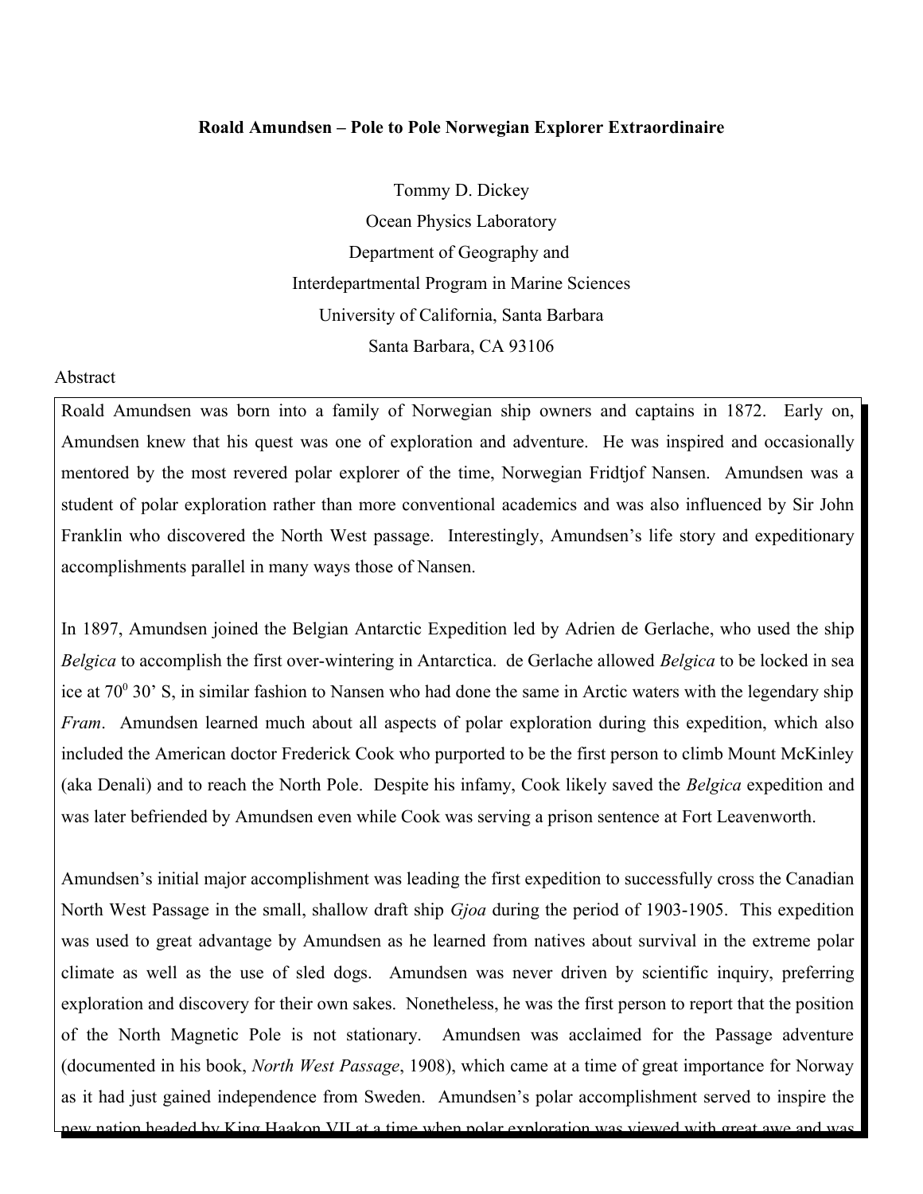**Roald Amundsen – Pole to Pole Norwegian Explorer Extraordinaire**

Tommy D. Dickey
Ocean Physics Laboratory
Department of Geography and
Interdepartmental Program in Marine Sciences
University of California, Santa Barbara
Santa Barbara, CA 93106

Abstract

Roald Amundsen was born into a family of Norwegian ship owners and captains in 1872. Early on, Amundsen knew that his quest was one of exploration and adventure. He was inspired and occasionally mentored by the most revered polar explorer of the time, Norwegian Fridtjof Nansen. Amundsen was a student of polar exploration rather than more conventional academics and was also influenced by Sir John Franklin who discovered the North West passage. Interestingly, Amundsen's life story and expeditionary accomplishments parallel in many ways those of Nansen.

In 1897, Amundsen joined the Belgian Antarctic Expedition led by Adrien de Gerlache, who used the ship *Belgica* to accomplish the first over-wintering in Antarctica. de Gerlache allowed *Belgica* to be locked in sea ice at $70^0$ 30' S, in similar fashion to Nansen who had done the same in Arctic waters with the legendary ship *Fram*. Amundsen learned much about all aspects of polar exploration during this expedition, which also included the American doctor Frederick Cook who purported to be the first person to climb Mount McKinley (aka Denali) and to reach the North Pole. Despite his infamy, Cook likely saved the *Belgica* expedition and was later befriended by Amundsen even while Cook was serving a prison sentence at Fort Leavenworth.

Amundsen's initial major accomplishment was leading the first expedition to successfully cross the Canadian North West Passage in the small, shallow draft ship *Gjoa* during the period of 1903-1905. This expedition was used to great advantage by Amundsen as he learned from natives about survival in the extreme polar climate as well as the use of sled dogs. Amundsen was never driven by scientific inquiry, preferring exploration and discovery for their own sakes. Nonetheless, he was the first person to report that the position of the North Magnetic Pole is not stationary. Amundsen was acclaimed for the Passage adventure (documented in his book, *North West Passage*, 1908), which came at a time of great importance for Norway as it had just gained independence from Sweden. Amundsen's polar accomplishment served to inspire the new nation headed by King Haakon VII at a time when polar exploration was viewed with great awe and was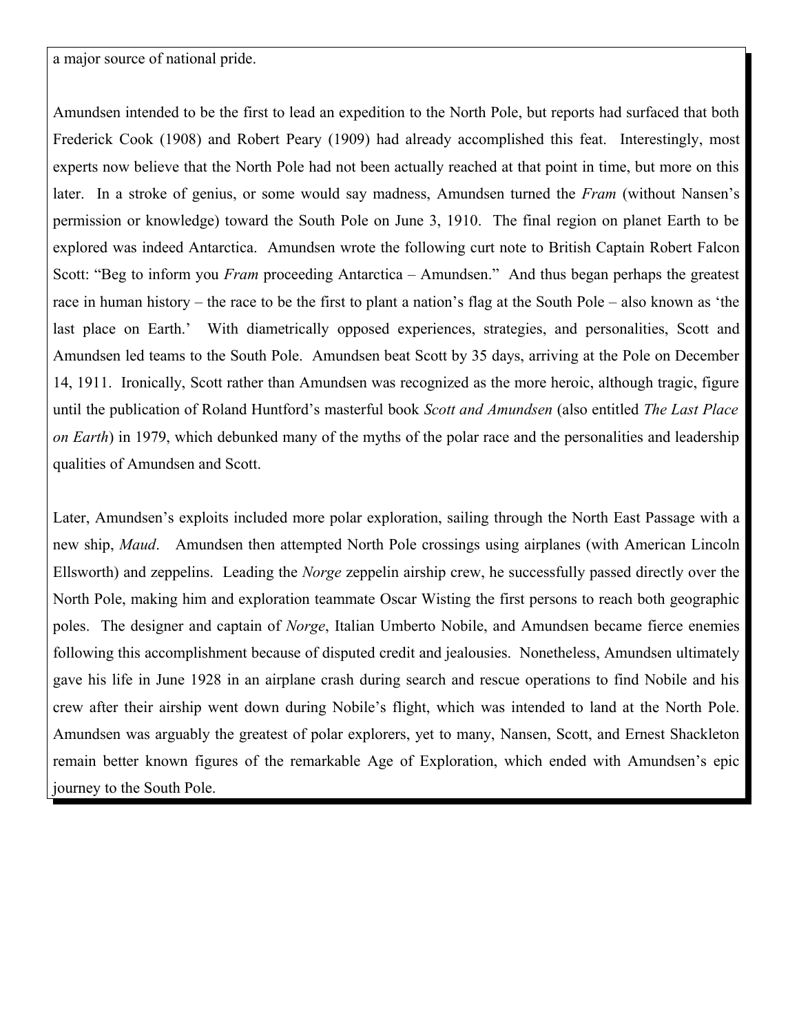a major source of national pride.

Amundsen intended to be the first to lead an expedition to the North Pole, but reports had surfaced that both Frederick Cook (1908) and Robert Peary (1909) had already accomplished this feat. Interestingly, most experts now believe that the North Pole had not been actually reached at that point in time, but more on this later. In a stroke of genius, or some would say madness, Amundsen turned the *Fram* (without Nansen's permission or knowledge) toward the South Pole on June 3, 1910. The final region on planet Earth to be explored was indeed Antarctica. Amundsen wrote the following curt note to British Captain Robert Falcon Scott: "Beg to inform you *Fram* proceeding Antarctica – Amundsen." And thus began perhaps the greatest race in human history – the race to be the first to plant a nation's flag at the South Pole – also known as 'the last place on Earth.' With diametrically opposed experiences, strategies, and personalities, Scott and Amundsen led teams to the South Pole. Amundsen beat Scott by 35 days, arriving at the Pole on December 14, 1911. Ironically, Scott rather than Amundsen was recognized as the more heroic, although tragic, figure until the publication of Roland Huntford's masterful book *Scott and Amundsen* (also entitled *The Last Place on Earth*) in 1979, which debunked many of the myths of the polar race and the personalities and leadership qualities of Amundsen and Scott.

Later, Amundsen's exploits included more polar exploration, sailing through the North East Passage with a new ship, *Maud*. Amundsen then attempted North Pole crossings using airplanes (with American Lincoln Ellsworth) and zeppelins. Leading the *Norge* zeppelin airship crew, he successfully passed directly over the North Pole, making him and exploration teammate Oscar Wisting the first persons to reach both geographic poles. The designer and captain of *Norge*, Italian Umberto Nobile, and Amundsen became fierce enemies following this accomplishment because of disputed credit and jealousies. Nonetheless, Amundsen ultimately gave his life in June 1928 in an airplane crash during search and rescue operations to find Nobile and his crew after their airship went down during Nobile's flight, which was intended to land at the North Pole. Amundsen was arguably the greatest of polar explorers, yet to many, Nansen, Scott, and Ernest Shackleton remain better known figures of the remarkable Age of Exploration, which ended with Amundsen's epic journey to the South Pole.